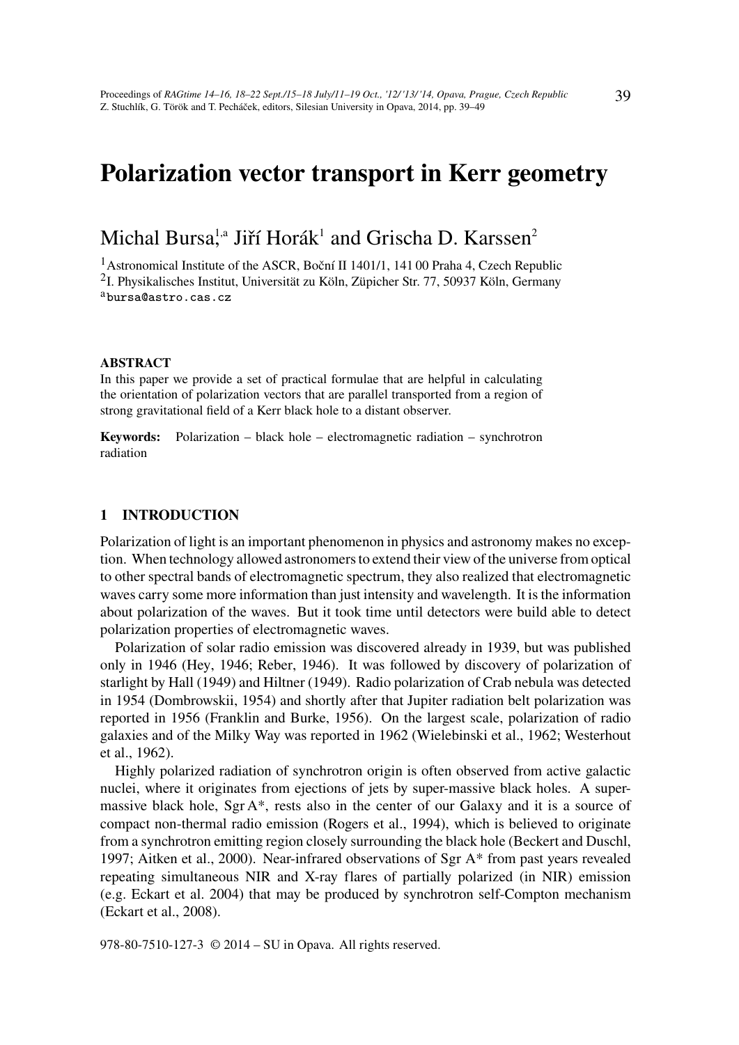# Polarization vector transport in Kerr geometry

Michal Bursa,[1,a] Jiří Horák[1] and Grischa D. Karssen[2]

[1] Astronomical Institute of the ASCR, Boční II 1401/1, 141 00 Praha 4, Czech Republic
[2] I. Physikalisches Institut, Universität zu Köln, Züpicher Str. 77, 50937 Köln, Germany
[a] bursa@astro.cas.cz

#### ABSTRACT

In this paper we provide a set of practical formulae that are helpful in calculating the orientation of polarization vectors that are parallel transported from a region of strong gravitational field of a Kerr black hole to a distant observer.

**Keywords:** Polarization – black hole – electromagnetic radiation – synchrotron radiation

## 1 INTRODUCTION

Polarization of light is an important phenomenon in physics and astronomy makes no exception. When technology allowed astronomers to extend their view of the universe from optical to other spectral bands of electromagnetic spectrum, they also realized that electromagnetic waves carry some more information than just intensity and wavelength. It is the information about polarization of the waves. But it took time until detectors were build able to detect polarization properties of electromagnetic waves.

Polarization of solar radio emission was discovered already in 1939, but was published only in 1946 (Hey, 1946; Reber, 1946). It was followed by discovery of polarization of starlight by Hall (1949) and Hiltner (1949). Radio polarization of Crab nebula was detected in 1954 (Dombrowskii, 1954) and shortly after that Jupiter radiation belt polarization was reported in 1956 (Franklin and Burke, 1956). On the largest scale, polarization of radio galaxies and of the Milky Way was reported in 1962 (Wielebinski et al., 1962; Westerhout et al., 1962).

Highly polarized radiation of synchrotron origin is often observed from active galactic nuclei, where it originates from ejections of jets by super-massive black holes. A super-massive black hole, Sgr A*, rests also in the center of our Galaxy and it is a source of compact non-thermal radio emission (Rogers et al., 1994), which is believed to originate from a synchrotron emitting region closely surrounding the black hole (Beckert and Duschl, 1997; Aitken et al., 2000). Near-infrared observations of Sgr A* from past years revealed repeating simultaneous NIR and X-ray flares of partially polarized (in NIR) emission (e.g. Eckart et al. 2004) that may be produced by synchrotron self-Compton mechanism (Eckart et al., 2008).

978-80-7510-127-3 © 2014 – SU in Opava. All rights reserved.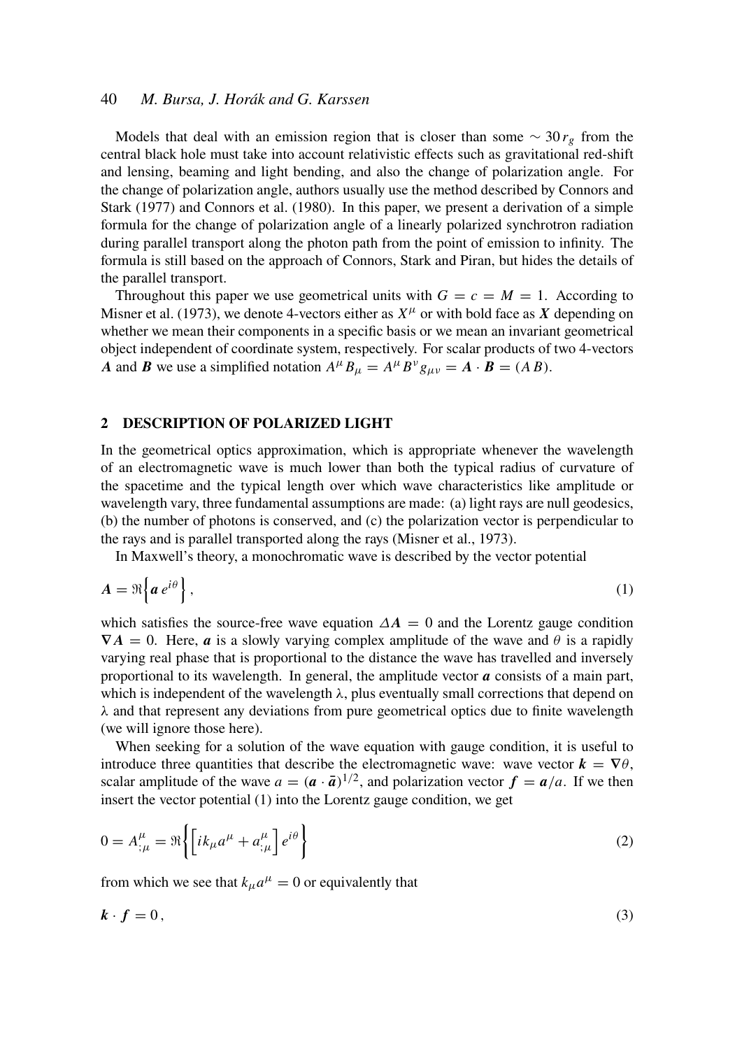Models that deal with an emission region that is closer than some $\sim 30\,r_g$ from the central black hole must take into account relativistic effects such as gravitational red-shift and lensing, beaming and light bending, and also the change of polarization angle. For the change of polarization angle, authors usually use the method described by Connors and Stark (1977) and Connors et al. (1980). In this paper, we present a derivation of a simple formula for the change of polarization angle of a linearly polarized synchrotron radiation during parallel transport along the photon path from the point of emission to infinity. The formula is still based on the approach of Connors, Stark and Piran, but hides the details of the parallel transport.

Throughout this paper we use geometrical units with $G = c = M = 1$. According to Misner et al. (1973), we denote 4-vectors either as $X^\mu$ or with bold face as $\boldsymbol{X}$ depending on whether we mean their components in a specific basis or we mean an invariant geometrical object independent of coordinate system, respectively. For scalar products of two 4-vectors $\boldsymbol{A}$ and $\boldsymbol{B}$ we use a simplified notation $A^\mu B_\mu = A^\mu B^\nu g_{\mu\nu} = \boldsymbol{A} \cdot \boldsymbol{B} = (A\,B)$.

## 2 DESCRIPTION OF POLARIZED LIGHT

In the geometrical optics approximation, which is appropriate whenever the wavelength of an electromagnetic wave is much lower than both the typical radius of curvature of the spacetime and the typical length over which wave characteristics like amplitude or wavelength vary, three fundamental assumptions are made: (a) light rays are null geodesics, (b) the number of photons is conserved, and (c) the polarization vector is perpendicular to the rays and is parallel transported along the rays (Misner et al., 1973).

In Maxwell's theory, a monochromatic wave is described by the vector potential

$$\boldsymbol{A} = \Re\Big\{ \boldsymbol{a}\, e^{i\theta} \Big\}\,, \tag{1}$$

which satisfies the source-free wave equation $\Delta \boldsymbol{A} = 0$ and the Lorentz gauge condition $\boldsymbol{\nabla} \boldsymbol{A} = 0$. Here, $\boldsymbol{a}$ is a slowly varying complex amplitude of the wave and $\theta$ is a rapidly varying real phase that is proportional to the distance the wave has travelled and inversely proportional to its wavelength. In general, the amplitude vector $\boldsymbol{a}$ consists of a main part, which is independent of the wavelength $\lambda$, plus eventually small corrections that depend on $\lambda$ and that represent any deviations from pure geometrical optics due to finite wavelength (we will ignore those here).

When seeking for a solution of the wave equation with gauge condition, it is useful to introduce three quantities that describe the electromagnetic wave: wave vector $\boldsymbol{k} = \boldsymbol{\nabla}\theta$, scalar amplitude of the wave $a = (\boldsymbol{a} \cdot \bar{\boldsymbol{a}})^{1/2}$, and polarization vector $\boldsymbol{f} = \boldsymbol{a}/a$. If we then insert the vector potential (1) into the Lorentz gauge condition, we get

$$0 = A^\mu_{\ ;\mu} = \Re\bigg\{ \Big[ i k_\mu a^\mu + a^\mu_{\ ;\mu} \Big] e^{i\theta} \bigg\} \tag{2}$$

from which we see that $k_\mu a^\mu = 0$ or equivalently that

$$\boldsymbol{k} \cdot \boldsymbol{f} = 0\,, \tag{3}$$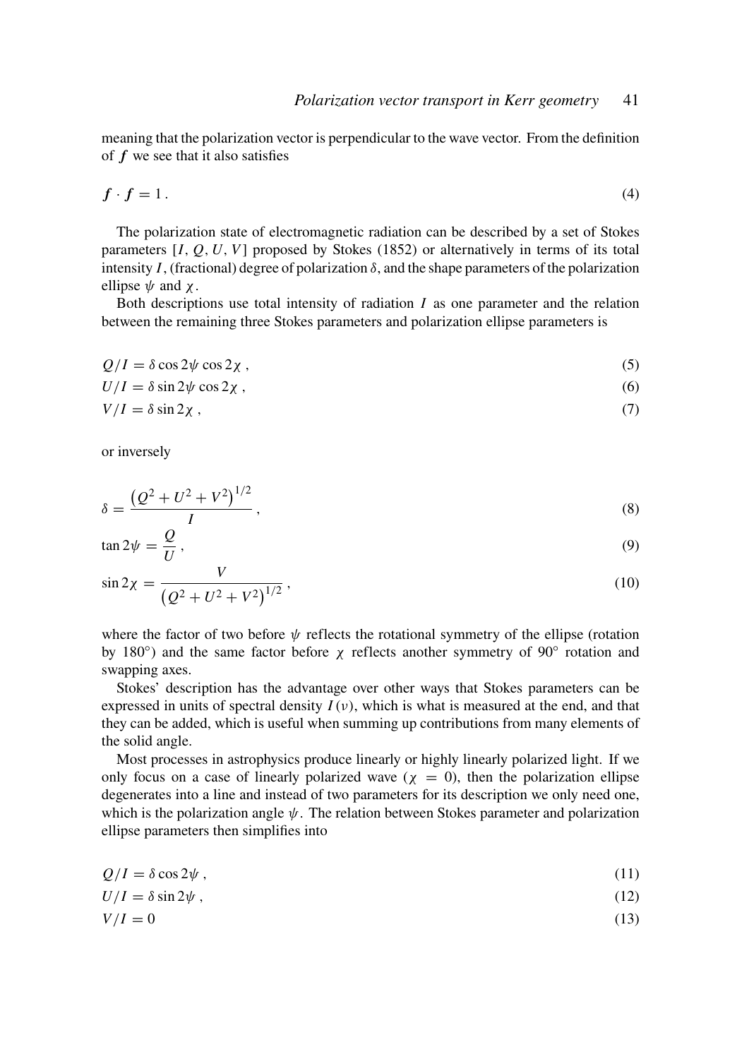meaning that the polarization vector is perpendicular to the wave vector. From the definition of $\boldsymbol{f}$ we see that it also satisfies

$$\boldsymbol{f} \cdot \boldsymbol{f} = 1 \,. \tag{4}$$

The polarization state of electromagnetic radiation can be described by a set of Stokes parameters $[I, Q, U, V]$ proposed by Stokes (1852) or alternatively in terms of its total intensity $I$, (fractional) degree of polarization $\delta$, and the shape parameters of the polarization ellipse $\psi$ and $\chi$.

Both descriptions use total intensity of radiation $I$ as one parameter and the relation between the remaining three Stokes parameters and polarization ellipse parameters is

$$Q/I = \delta \cos 2\psi \cos 2\chi \,, \tag{5}$$

$$U/I = \delta \sin 2\psi \cos 2\chi \,, \tag{6}$$

$$V/I = \delta \sin 2\chi \,, \tag{7}$$

or inversely

$$\delta = \frac{\left(Q^2 + U^2 + V^2\right)^{1/2}}{I} \,, \tag{8}$$

$$\tan 2\psi = \frac{Q}{U} \,, \tag{9}$$

$$\sin 2\chi = \frac{V}{\left(Q^2 + U^2 + V^2\right)^{1/2}} \,, \tag{10}$$

where the factor of two before $\psi$ reflects the rotational symmetry of the ellipse (rotation by 180°) and the same factor before $\chi$ reflects another symmetry of 90° rotation and swapping axes.

Stokes' description has the advantage over other ways that Stokes parameters can be expressed in units of spectral density $I(\nu)$, which is what is measured at the end, and that they can be added, which is useful when summing up contributions from many elements of the solid angle.

Most processes in astrophysics produce linearly or highly linearly polarized light. If we only focus on a case of linearly polarized wave ($\chi = 0$), then the polarization ellipse degenerates into a line and instead of two parameters for its description we only need one, which is the polarization angle $\psi$. The relation between Stokes parameter and polarization ellipse parameters then simplifies into

$$Q/I = \delta \cos 2\psi \,, \tag{11}$$

$$U/I = \delta \sin 2\psi \,, \tag{12}$$

$$V/I = 0 \tag{13}$$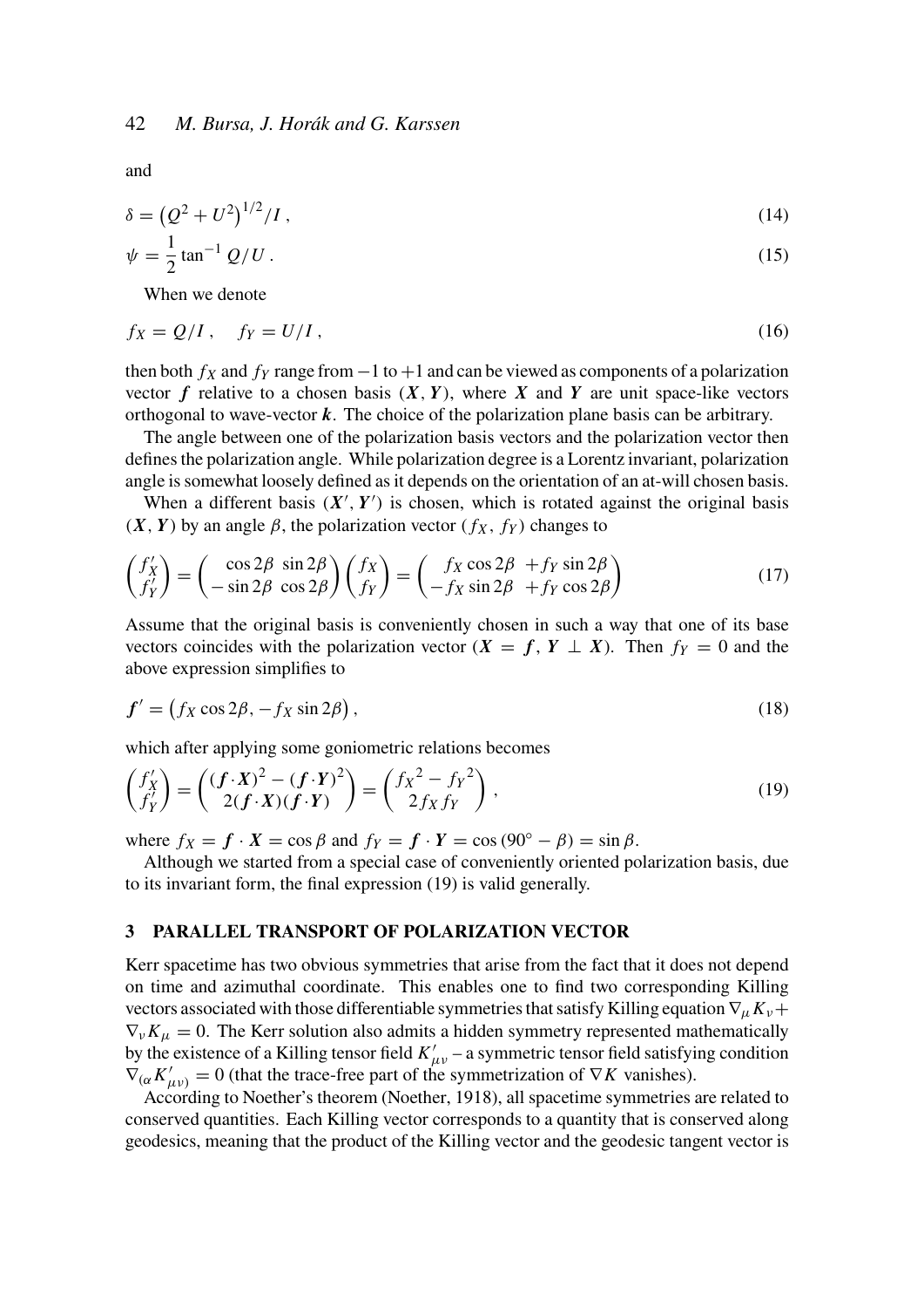and

$$\delta = \left(Q^2 + U^2\right)^{1/2} / I\,, \tag{14}$$

$$\psi = \frac{1}{2} \tan^{-1} Q/U\,. \tag{15}$$

When we denote

$$f_X = Q/I\,, \quad f_Y = U/I\,, \tag{16}$$

then both $f_X$ and $f_Y$ range from $-1$ to $+1$ and can be viewed as components of a polarization vector $\boldsymbol{f}$ relative to a chosen basis $(\boldsymbol{X}, \boldsymbol{Y})$, where $\boldsymbol{X}$ and $\boldsymbol{Y}$ are unit space-like vectors orthogonal to wave-vector $\boldsymbol{k}$. The choice of the polarization plane basis can be arbitrary.

The angle between one of the polarization basis vectors and the polarization vector then defines the polarization angle. While polarization degree is a Lorentz invariant, polarization angle is somewhat loosely defined as it depends on the orientation of an at-will chosen basis.

When a different basis $(\boldsymbol{X}', \boldsymbol{Y}')$ is chosen, which is rotated against the original basis $(\boldsymbol{X}, \boldsymbol{Y})$ by an angle $\beta$, the polarization vector $(f_X, f_Y)$ changes to

$$\begin{pmatrix} f'_X \\ f'_Y \end{pmatrix} = \begin{pmatrix} \cos 2\beta & \sin 2\beta \\ -\sin 2\beta & \cos 2\beta \end{pmatrix} \begin{pmatrix} f_X \\ f_Y \end{pmatrix} = \begin{pmatrix} f_X \cos 2\beta & + f_Y \sin 2\beta \\ -f_X \sin 2\beta & + f_Y \cos 2\beta \end{pmatrix} \tag{17}$$

Assume that the original basis is conveniently chosen in such a way that one of its base vectors coincides with the polarization vector ($\boldsymbol{X} = \boldsymbol{f}$, $\boldsymbol{Y} \perp \boldsymbol{X}$). Then $f_Y = 0$ and the above expression simplifies to

$$\boldsymbol{f}' = \left(f_X \cos 2\beta, -f_X \sin 2\beta\right), \tag{18}$$

which after applying some goniometric relations becomes

$$\begin{pmatrix} f'_X \\ f'_Y \end{pmatrix} = \begin{pmatrix} (\boldsymbol{f}\cdot\boldsymbol{X})^2 - (\boldsymbol{f}\cdot\boldsymbol{Y})^2 \\ 2(\boldsymbol{f}\cdot\boldsymbol{X})(\boldsymbol{f}\cdot\boldsymbol{Y}) \end{pmatrix} = \begin{pmatrix} {f_X}^2 - {f_Y}^2 \\ 2 f_X f_Y \end{pmatrix}, \tag{19}$$

where $f_X = \boldsymbol{f} \cdot \boldsymbol{X} = \cos\beta$ and $f_Y = \boldsymbol{f} \cdot \boldsymbol{Y} = \cos(90^\circ - \beta) = \sin\beta$.

Although we started from a special case of conveniently oriented polarization basis, due to its invariant form, the final expression (19) is valid generally.

## 3 PARALLEL TRANSPORT OF POLARIZATION VECTOR

Kerr spacetime has two obvious symmetries that arise from the fact that it does not depend on time and azimuthal coordinate. This enables one to find two corresponding Killing vectors associated with those differentiable symmetries that satisfy Killing equation $\nabla_\mu K_\nu + \nabla_\nu K_\mu = 0$. The Kerr solution also admits a hidden symmetry represented mathematically by the existence of a Killing tensor field $K'_{\mu\nu}$ – a symmetric tensor field satisfying condition $\nabla_{(\alpha} K'_{\mu\nu)} = 0$ (that the trace-free part of the symmetrization of $\nabla K$ vanishes).

According to Noether's theorem (Noether, 1918), all spacetime symmetries are related to conserved quantities. Each Killing vector corresponds to a quantity that is conserved along geodesics, meaning that the product of the Killing vector and the geodesic tangent vector is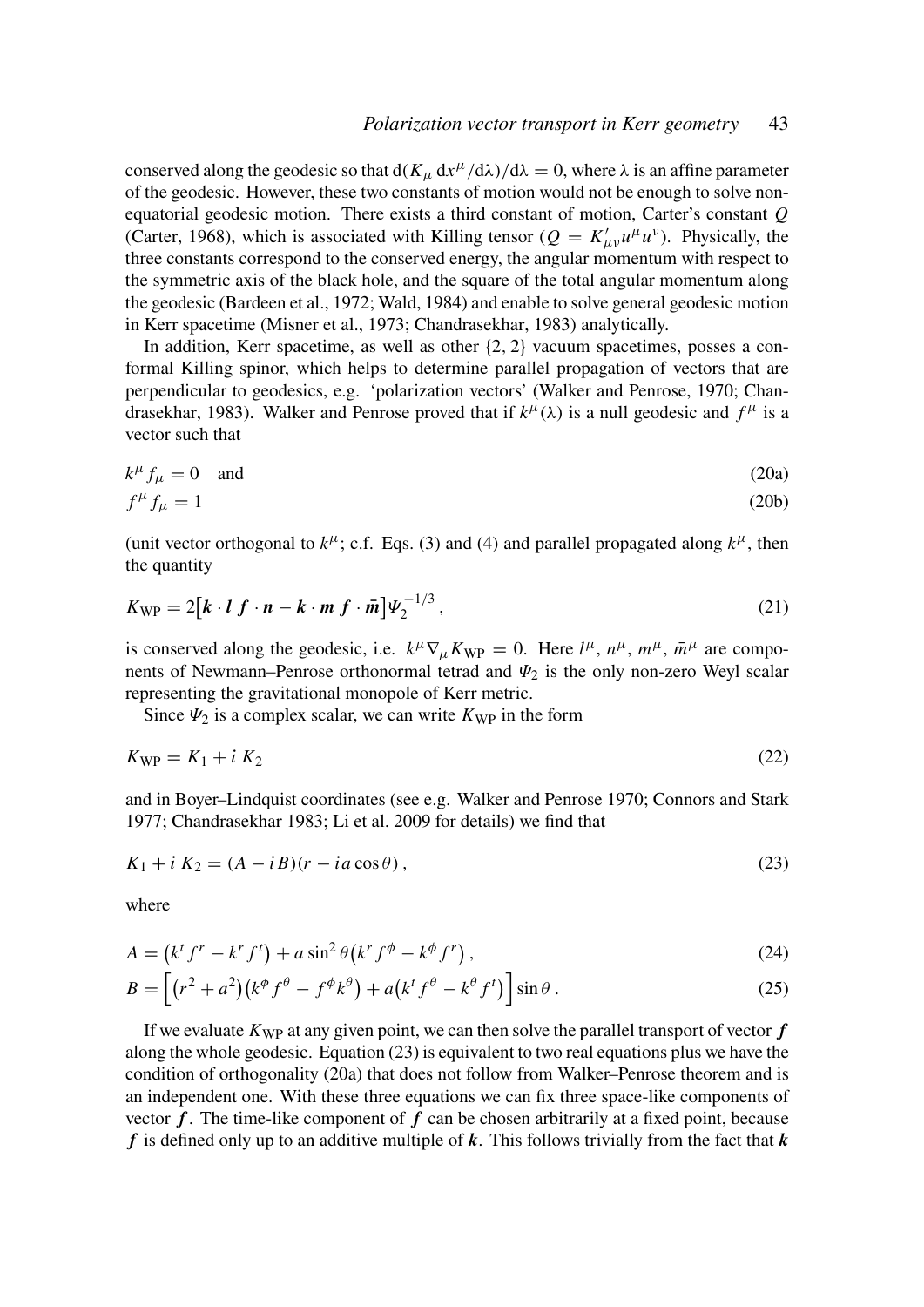conserved along the geodesic so that $\mathrm{d}(K_\mu \, \mathrm{d}x^\mu/\mathrm{d}\lambda)/\mathrm{d}\lambda = 0$, where $\lambda$ is an affine parameter of the geodesic. However, these two constants of motion would not be enough to solve non-equatorial geodesic motion. There exists a third constant of motion, Carter's constant $Q$ (Carter, 1968), which is associated with Killing tensor ($Q = K'_{\mu\nu}u^\mu u^\nu$). Physically, the three constants correspond to the conserved energy, the angular momentum with respect to the symmetric axis of the black hole, and the square of the total angular momentum along the geodesic (Bardeen et al., 1972; Wald, 1984) and enable to solve general geodesic motion in Kerr spacetime (Misner et al., 1973; Chandrasekhar, 1983) analytically.

In addition, Kerr spacetime, as well as other {2, 2} vacuum spacetimes, posses a conformal Killing spinor, which helps to determine parallel propagation of vectors that are perpendicular to geodesics, e.g. 'polarization vectors' (Walker and Penrose, 1970; Chandrasekhar, 1983). Walker and Penrose proved that if $k^\mu(\lambda)$ is a null geodesic and $f^\mu$ is a vector such that

$$k^\mu f_\mu = 0 \quad \text{and} \tag{20a}$$

$$f^\mu f_\mu = 1 \tag{20b}$$

(unit vector orthogonal to $k^\mu$; c.f. Eqs. (3) and (4) and parallel propagated along $k^\mu$, then the quantity

$$K_{\mathrm{WP}} = 2\big[\boldsymbol{k}\cdot\boldsymbol{l}\;\boldsymbol{f}\cdot\boldsymbol{n} - \boldsymbol{k}\cdot\boldsymbol{m}\;\boldsymbol{f}\cdot\bar{\boldsymbol{m}}\big]\Psi_2^{-1/3}, \tag{21}$$

is conserved along the geodesic, i.e. $k^\mu \nabla_\mu K_{\mathrm{WP}} = 0$. Here $l^\mu$, $n^\mu$, $m^\mu$, $\bar{m}^\mu$ are components of Newmann–Penrose orthonormal tetrad and $\Psi_2$ is the only non-zero Weyl scalar representing the gravitational monopole of Kerr metric.

Since $\Psi_2$ is a complex scalar, we can write $K_{\mathrm{WP}}$ in the form

$$K_{\mathrm{WP}} = K_1 + i\, K_2 \tag{22}$$

and in Boyer–Lindquist coordinates (see e.g. Walker and Penrose 1970; Connors and Stark 1977; Chandrasekhar 1983; Li et al. 2009 for details) we find that

$$K_1 + i\, K_2 = (A - iB)(r - ia\cos\theta)\,, \tag{23}$$

where

$$A = \left(k^t f^r - k^r f^t\right) + a\sin^2\theta\left(k^r f^\phi - k^\phi f^r\right), \tag{24}$$

$$B = \Big[\left(r^2 + a^2\right)\left(k^\phi f^\theta - f^\phi k^\theta\right) + a\left(k^t f^\theta - k^\theta f^t\right)\Big]\sin\theta\,. \tag{25}$$

If we evaluate $K_{\mathrm{WP}}$ at any given point, we can then solve the parallel transport of vector $\boldsymbol{f}$ along the whole geodesic. Equation (23) is equivalent to two real equations plus we have the condition of orthogonality (20a) that does not follow from Walker–Penrose theorem and is an independent one. With these three equations we can fix three space-like components of vector $\boldsymbol{f}$. The time-like component of $\boldsymbol{f}$ can be chosen arbitrarily at a fixed point, because $\boldsymbol{f}$ is defined only up to an additive multiple of $\boldsymbol{k}$. This follows trivially from the fact that $\boldsymbol{k}$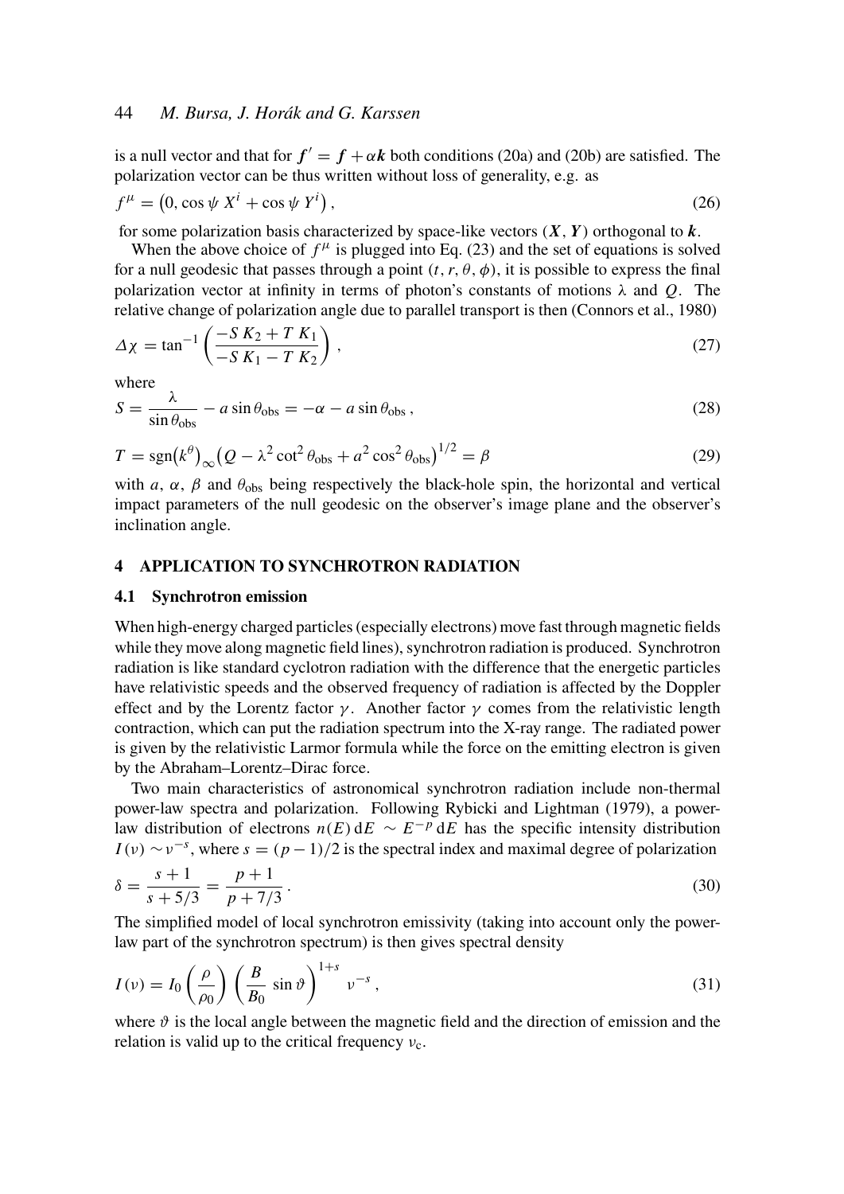is a null vector and that for $\boldsymbol{f}' = \boldsymbol{f} + \alpha \boldsymbol{k}$ both conditions (20a) and (20b) are satisfied. The polarization vector can be thus written without loss of generality, e.g. as

$$f^{\mu} = \left(0, \cos\psi\, X^i + \cos\psi\, Y^i\right), \tag{26}$$

for some polarization basis characterized by space-like vectors $(\boldsymbol{X}, \boldsymbol{Y})$ orthogonal to $\boldsymbol{k}$.

When the above choice of $f^{\mu}$ is plugged into Eq. (23) and the set of equations is solved for a null geodesic that passes through a point $(t, r, \theta, \phi)$, it is possible to express the final polarization vector at infinity in terms of photon's constants of motions $\lambda$ and $Q$. The relative change of polarization angle due to parallel transport is then (Connors et al., 1980)

$$\Delta\chi = \tan^{-1}\left(\frac{-S\,K_2 + T\,K_1}{-S\,K_1 - T\,K_2}\right), \tag{27}$$

where

$$S = \frac{\lambda}{\sin\theta_{\rm obs}} - a\sin\theta_{\rm obs} = -\alpha - a\sin\theta_{\rm obs}\,, \tag{28}$$

$$T = \mathrm{sgn}\left(k^{\theta}\right)_{\infty}\left(Q - \lambda^2\cot^2\theta_{\rm obs} + a^2\cos^2\theta_{\rm obs}\right)^{1/2} = \beta \tag{29}$$

with $a$, $\alpha$, $\beta$ and $\theta_{\rm obs}$ being respectively the black-hole spin, the horizontal and vertical impact parameters of the null geodesic on the observer's image plane and the observer's inclination angle.

## 4 APPLICATION TO SYNCHROTRON RADIATION

### 4.1 Synchrotron emission

When high-energy charged particles (especially electrons) move fast through magnetic fields while they move along magnetic field lines), synchrotron radiation is produced. Synchrotron radiation is like standard cyclotron radiation with the difference that the energetic particles have relativistic speeds and the observed frequency of radiation is affected by the Doppler effect and by the Lorentz factor $\gamma$. Another factor $\gamma$ comes from the relativistic length contraction, which can put the radiation spectrum into the X-ray range. The radiated power is given by the relativistic Larmor formula while the force on the emitting electron is given by the Abraham–Lorentz–Dirac force.

Two main characteristics of astronomical synchrotron radiation include non-thermal power-law spectra and polarization. Following Rybicki and Lightman (1979), a power-law distribution of electrons $n(E)\,\mathrm{d}E \sim E^{-p}\,\mathrm{d}E$ has the specific intensity distribution $I(\nu) \sim \nu^{-s}$, where $s = (p-1)/2$ is the spectral index and maximal degree of polarization

$$\delta = \frac{s+1}{s+5/3} = \frac{p+1}{p+7/3}\,. \tag{30}$$

The simplified model of local synchrotron emissivity (taking into account only the power-law part of the synchrotron spectrum) is then gives spectral density

$$I(\nu) = I_0\left(\frac{\rho}{\rho_0}\right)\left(\frac{B}{B_0}\sin\vartheta\right)^{1+s}\nu^{-s}\,, \tag{31}$$

where $\vartheta$ is the local angle between the magnetic field and the direction of emission and the relation is valid up to the critical frequency $\nu_{\rm c}$.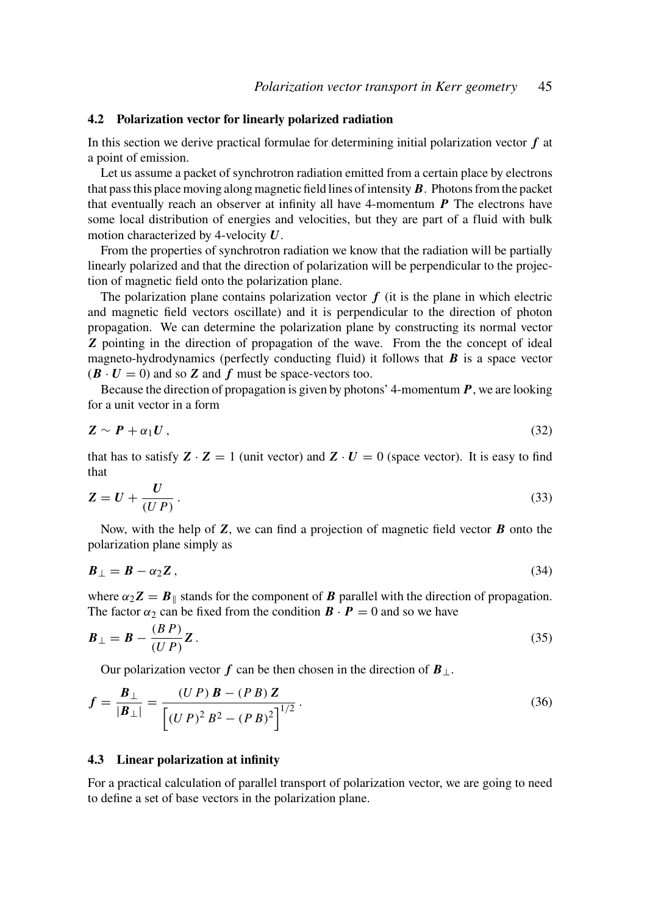### 4.2 Polarization vector for linearly polarized radiation

In this section we derive practical formulae for determining initial polarization vector $\boldsymbol{f}$ at a point of emission.

Let us assume a packet of synchrotron radiation emitted from a certain place by electrons that pass this place moving along magnetic field lines of intensity $\boldsymbol{B}$. Photons from the packet that eventually reach an observer at infinity all have 4-momentum $\boldsymbol{P}$ The electrons have some local distribution of energies and velocities, but they are part of a fluid with bulk motion characterized by 4-velocity $\boldsymbol{U}$.

From the properties of synchrotron radiation we know that the radiation will be partially linearly polarized and that the direction of polarization will be perpendicular to the projection of magnetic field onto the polarization plane.

The polarization plane contains polarization vector $\boldsymbol{f}$ (it is the plane in which electric and magnetic field vectors oscillate) and it is perpendicular to the direction of photon propagation. We can determine the polarization plane by constructing its normal vector $\boldsymbol{Z}$ pointing in the direction of propagation of the wave. From the the concept of ideal magneto-hydrodynamics (perfectly conducting fluid) it follows that $\boldsymbol{B}$ is a space vector ($\boldsymbol{B} \cdot \boldsymbol{U} = 0$) and so $\boldsymbol{Z}$ and $\boldsymbol{f}$ must be space-vectors too.

Because the direction of propagation is given by photons' 4-momentum $\boldsymbol{P}$, we are looking for a unit vector in a form

$$\boldsymbol{Z} \sim \boldsymbol{P} + \alpha_1 \boldsymbol{U}\,, \tag{32}$$

that has to satisfy $\boldsymbol{Z} \cdot \boldsymbol{Z} = 1$ (unit vector) and $\boldsymbol{Z} \cdot \boldsymbol{U} = 0$ (space vector). It is easy to find that

$$\boldsymbol{Z} = \boldsymbol{U} + \frac{\boldsymbol{U}}{(U\,P)}\,. \tag{33}$$

Now, with the help of $\boldsymbol{Z}$, we can find a projection of magnetic field vector $\boldsymbol{B}$ onto the polarization plane simply as

$$\boldsymbol{B}_\perp = \boldsymbol{B} - \alpha_2 \boldsymbol{Z}\,, \tag{34}$$

where $\alpha_2 \boldsymbol{Z} = \boldsymbol{B}_\parallel$ stands for the component of $\boldsymbol{B}$ parallel with the direction of propagation. The factor $\alpha_2$ can be fixed from the condition $\boldsymbol{B} \cdot \boldsymbol{P} = 0$ and so we have

$$\boldsymbol{B}_\perp = \boldsymbol{B} - \frac{(B\,P)}{(U\,P)}\boldsymbol{Z}\,. \tag{35}$$

Our polarization vector $\boldsymbol{f}$ can be then chosen in the direction of $\boldsymbol{B}_\perp$.

$$\boldsymbol{f} = \frac{\boldsymbol{B}_\perp}{|\boldsymbol{B}_\perp|} = \frac{(U\,P)\,\boldsymbol{B} - (P\,B)\,\boldsymbol{Z}}{\Big[(U\,P)^2\,B^2 - (P\,B)^2\Big]^{1/2}}\,. \tag{36}$$

### 4.3 Linear polarization at infinity

For a practical calculation of parallel transport of polarization vector, we are going to need to define a set of base vectors in the polarization plane.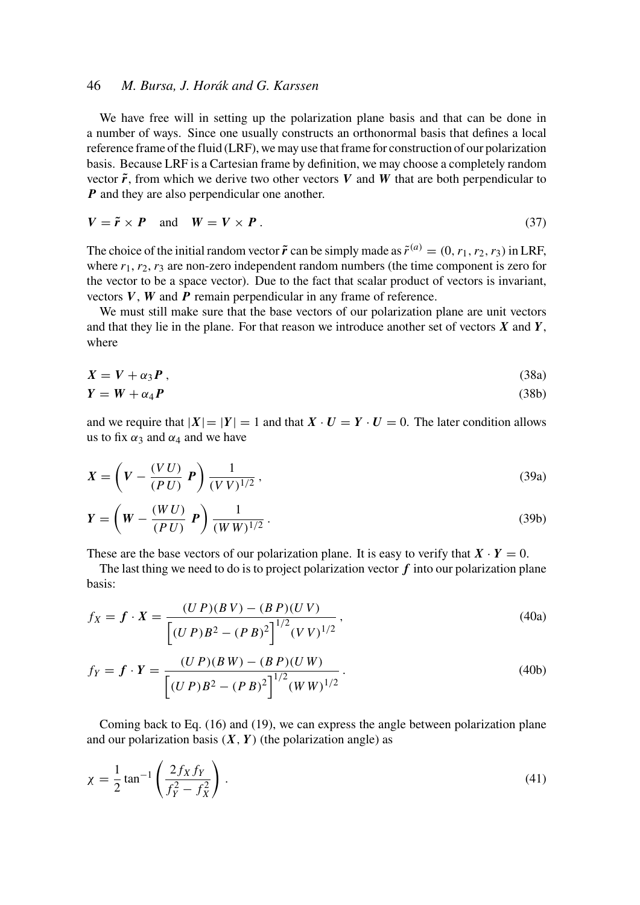We have free will in setting up the polarization plane basis and that can be done in a number of ways. Since one usually constructs an orthonormal basis that defines a local reference frame of the fluid (LRF), we may use that frame for construction of our polarization basis. Because LRF is a Cartesian frame by definition, we may choose a completely random vector $\tilde{\boldsymbol{r}}$, from which we derive two other vectors $\boldsymbol{V}$ and $\boldsymbol{W}$ that are both perpendicular to $\boldsymbol{P}$ and they are also perpendicular one another.

$$\boldsymbol{V} = \tilde{\boldsymbol{r}} \times \boldsymbol{P} \quad \text{and} \quad \boldsymbol{W} = \boldsymbol{V} \times \boldsymbol{P} \,. \tag{37}$$

The choice of the initial random vector $\tilde{\boldsymbol{r}}$ can be simply made as $\tilde{r}^{(a)} = (0, r_1, r_2, r_3)$ in LRF, where $r_1, r_2, r_3$ are non-zero independent random numbers (the time component is zero for the vector to be a space vector). Due to the fact that scalar product of vectors is invariant, vectors $\boldsymbol{V}$, $\boldsymbol{W}$ and $\boldsymbol{P}$ remain perpendicular in any frame of reference.

We must still make sure that the base vectors of our polarization plane are unit vectors and that they lie in the plane. For that reason we introduce another set of vectors $\boldsymbol{X}$ and $\boldsymbol{Y}$, where

$$\boldsymbol{X} = \boldsymbol{V} + \alpha_3 \boldsymbol{P} \,, \tag{38a}$$

$$\boldsymbol{Y} = \boldsymbol{W} + \alpha_4 \boldsymbol{P} \tag{38b}$$

and we require that $|\boldsymbol{X}| = |\boldsymbol{Y}| = 1$ and that $\boldsymbol{X} \cdot \boldsymbol{U} = \boldsymbol{Y} \cdot \boldsymbol{U} = 0$. The later condition allows us to fix $\alpha_3$ and $\alpha_4$ and we have

$$\boldsymbol{X} = \left( \boldsymbol{V} - \frac{(V\,U)}{(P\,U)}\, \boldsymbol{P} \right) \frac{1}{(V\,V)^{1/2}} \,, \tag{39a}$$

$$\boldsymbol{Y} = \left( \boldsymbol{W} - \frac{(W\,U)}{(P\,U)}\, \boldsymbol{P} \right) \frac{1}{(W\,W)^{1/2}} \,. \tag{39b}$$

These are the base vectors of our polarization plane. It is easy to verify that $\boldsymbol{X} \cdot \boldsymbol{Y} = 0$.

The last thing we need to do is to project polarization vector $\boldsymbol{f}$ into our polarization plane basis:

$$f_X = \boldsymbol{f} \cdot \boldsymbol{X} = \frac{(U\,P)(B\,V) - (B\,P)(U\,V)}{\Big[(U\,P)B^2 - (P\,B)^2\Big]^{1/2} (V\,V)^{1/2}} \,, \tag{40a}$$

$$f_Y = \boldsymbol{f} \cdot \boldsymbol{Y} = \frac{(U\,P)(B\,W) - (B\,P)(U\,W)}{\Big[(U\,P)B^2 - (P\,B)^2\Big]^{1/2} (W\,W)^{1/2}} \,. \tag{40b}$$

Coming back to Eq. (16) and (19), we can express the angle between polarization plane and our polarization basis $(\boldsymbol{X}, \boldsymbol{Y})$ (the polarization angle) as

$$\chi = \frac{1}{2} \tan^{-1} \left( \frac{2 f_X f_Y}{f_Y^2 - f_X^2} \right) . \tag{41}$$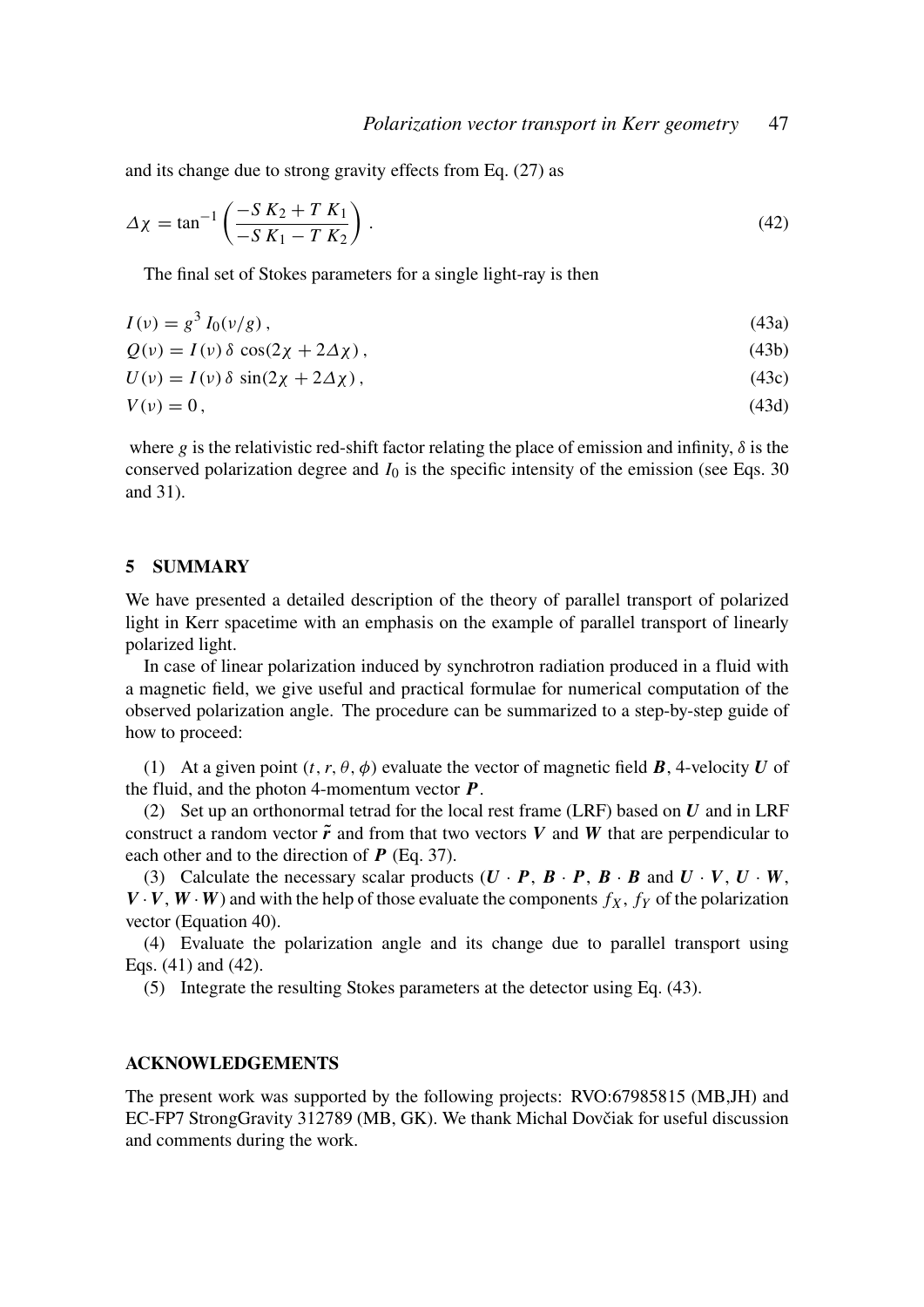and its change due to strong gravity effects from Eq. (27) as

$$\Delta\chi = \tan^{-1}\left(\frac{-S\,K_2 + T\,K_1}{-S\,K_1 - T\,K_2}\right). \tag{42}$$

The final set of Stokes parameters for a single light-ray is then

$$I(\nu) = g^3\, I_0(\nu/g)\,, \tag{43a}$$

$$Q(\nu) = I(\nu)\,\delta\,\cos(2\chi + 2\Delta\chi)\,, \tag{43b}$$

$$U(\nu) = I(\nu)\,\delta\,\sin(2\chi + 2\Delta\chi)\,, \tag{43c}$$

$$V(\nu) = 0\,, \tag{43d}$$

where $g$ is the relativistic red-shift factor relating the place of emission and infinity, $\delta$ is the conserved polarization degree and $I_0$ is the specific intensity of the emission (see Eqs. 30 and 31).

## 5 SUMMARY

We have presented a detailed description of the theory of parallel transport of polarized light in Kerr spacetime with an emphasis on the example of parallel transport of linearly polarized light.

In case of linear polarization induced by synchrotron radiation produced in a fluid with a magnetic field, we give useful and practical formulae for numerical computation of the observed polarization angle. The procedure can be summarized to a step-by-step guide of how to proceed:

(1) At a given point $(t, r, \theta, \phi)$ evaluate the vector of magnetic field $\boldsymbol{B}$, 4-velocity $\boldsymbol{U}$ of the fluid, and the photon 4-momentum vector $\boldsymbol{P}$.

(2) Set up an orthonormal tetrad for the local rest frame (LRF) based on $\boldsymbol{U}$ and in LRF construct a random vector $\tilde{\boldsymbol{r}}$ and from that two vectors $\boldsymbol{V}$ and $\boldsymbol{W}$ that are perpendicular to each other and to the direction of $\boldsymbol{P}$ (Eq. 37).

(3) Calculate the necessary scalar products ($\boldsymbol{U}\cdot\boldsymbol{P}$, $\boldsymbol{B}\cdot\boldsymbol{P}$, $\boldsymbol{B}\cdot\boldsymbol{B}$ and $\boldsymbol{U}\cdot\boldsymbol{V}$, $\boldsymbol{U}\cdot\boldsymbol{W}$, $\boldsymbol{V}\cdot\boldsymbol{V}$, $\boldsymbol{W}\cdot\boldsymbol{W}$) and with the help of those evaluate the components $f_X$, $f_Y$ of the polarization vector (Equation 40).

(4) Evaluate the polarization angle and its change due to parallel transport using Eqs. (41) and (42).

(5) Integrate the resulting Stokes parameters at the detector using Eq. (43).

## ACKNOWLEDGEMENTS

The present work was supported by the following projects: RVO:67985815 (MB,JH) and EC-FP7 StrongGravity 312789 (MB, GK). We thank Michal Dovčiak for useful discussion and comments during the work.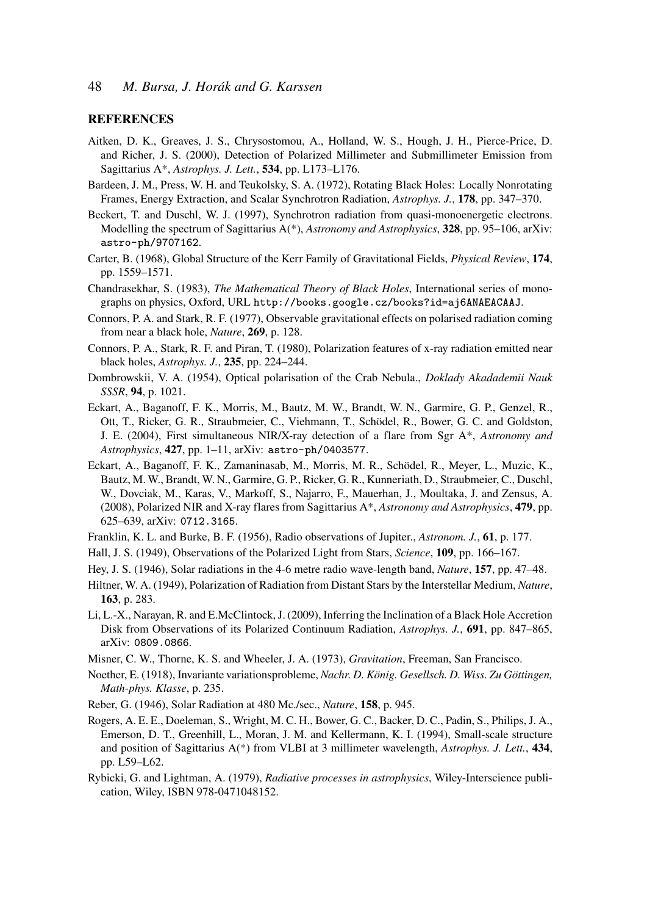## REFERENCES

Aitken, D. K., Greaves, J. S., Chrysostomou, A., Holland, W. S., Hough, J. H., Pierce-Price, D. and Richer, J. S. (2000), Detection of Polarized Millimeter and Submillimeter Emission from Sagittarius A*, *Astrophys. J. Lett.*, **534**, pp. L173–L176.

Bardeen, J. M., Press, W. H. and Teukolsky, S. A. (1972), Rotating Black Holes: Locally Nonrotating Frames, Energy Extraction, and Scalar Synchrotron Radiation, *Astrophys. J.*, **178**, pp. 347–370.

Beckert, T. and Duschl, W. J. (1997), Synchrotron radiation from quasi-monoenergetic electrons. Modelling the spectrum of Sagittarius A(*), *Astronomy and Astrophysics*, **328**, pp. 95–106, arXiv: `astro-ph/9707162`.

Carter, B. (1968), Global Structure of the Kerr Family of Gravitational Fields, *Physical Review*, **174**, pp. 1559–1571.

Chandrasekhar, S. (1983), *The Mathematical Theory of Black Holes*, International series of monographs on physics, Oxford, URL `http://books.google.cz/books?id=aj6ANAEACAAJ`.

Connors, P. A. and Stark, R. F. (1977), Observable gravitational effects on polarised radiation coming from near a black hole, *Nature*, **269**, p. 128.

Connors, P. A., Stark, R. F. and Piran, T. (1980), Polarization features of x-ray radiation emitted near black holes, *Astrophys. J.*, **235**, pp. 224–244.

Dombrowskii, V. A. (1954), Optical polarisation of the Crab Nebula., *Doklady Akadademii Nauk SSSR*, **94**, p. 1021.

Eckart, A., Baganoff, F. K., Morris, M., Bautz, M. W., Brandt, W. N., Garmire, G. P., Genzel, R., Ott, T., Ricker, G. R., Straubmeier, C., Viehmann, T., Schödel, R., Bower, G. C. and Goldston, J. E. (2004), First simultaneous NIR/X-ray detection of a flare from Sgr A*, *Astronomy and Astrophysics*, **427**, pp. 1–11, arXiv: `astro-ph/0403577`.

Eckart, A., Baganoff, F. K., Zamaninasab, M., Morris, M. R., Schödel, R., Meyer, L., Muzic, K., Bautz, M. W., Brandt, W. N., Garmire, G. P., Ricker, G. R., Kunneriath, D., Straubmeier, C., Duschl, W., Dovciak, M., Karas, V., Markoff, S., Najarro, F., Mauerhan, J., Moultaka, J. and Zensus, A. (2008), Polarized NIR and X-ray flares from Sagittarius A*, *Astronomy and Astrophysics*, **479**, pp. 625–639, arXiv: `0712.3165`.

Franklin, K. L. and Burke, B. F. (1956), Radio observations of Jupiter., *Astronom. J.*, **61**, p. 177.

Hall, J. S. (1949), Observations of the Polarized Light from Stars, *Science*, **109**, pp. 166–167.

Hey, J. S. (1946), Solar radiations in the 4-6 metre radio wave-length band, *Nature*, **157**, pp. 47–48.

Hiltner, W. A. (1949), Polarization of Radiation from Distant Stars by the Interstellar Medium, *Nature*, **163**, p. 283.

Li, L.-X., Narayan, R. and E.McClintock, J. (2009), Inferring the Inclination of a Black Hole Accretion Disk from Observations of its Polarized Continuum Radiation, *Astrophys. J.*, **691**, pp. 847–865, arXiv: `0809.0866`.

Misner, C. W., Thorne, K. S. and Wheeler, J. A. (1973), *Gravitation*, Freeman, San Francisco.

Noether, E. (1918), Invariante variationsprobleme, *Nachr. D. König. Gesellsch. D. Wiss. Zu Göttingen, Math-phys. Klasse*, p. 235.

Reber, G. (1946), Solar Radiation at 480 Mc./sec., *Nature*, **158**, p. 945.

Rogers, A. E. E., Doeleman, S., Wright, M. C. H., Bower, G. C., Backer, D. C., Padin, S., Philips, J. A., Emerson, D. T., Greenhill, L., Moran, J. M. and Kellermann, K. I. (1994), Small-scale structure and position of Sagittarius A(*) from VLBI at 3 millimeter wavelength, *Astrophys. J. Lett.*, **434**, pp. L59–L62.

Rybicki, G. and Lightman, A. (1979), *Radiative processes in astrophysics*, Wiley-Interscience publication, Wiley, ISBN 978-0471048152.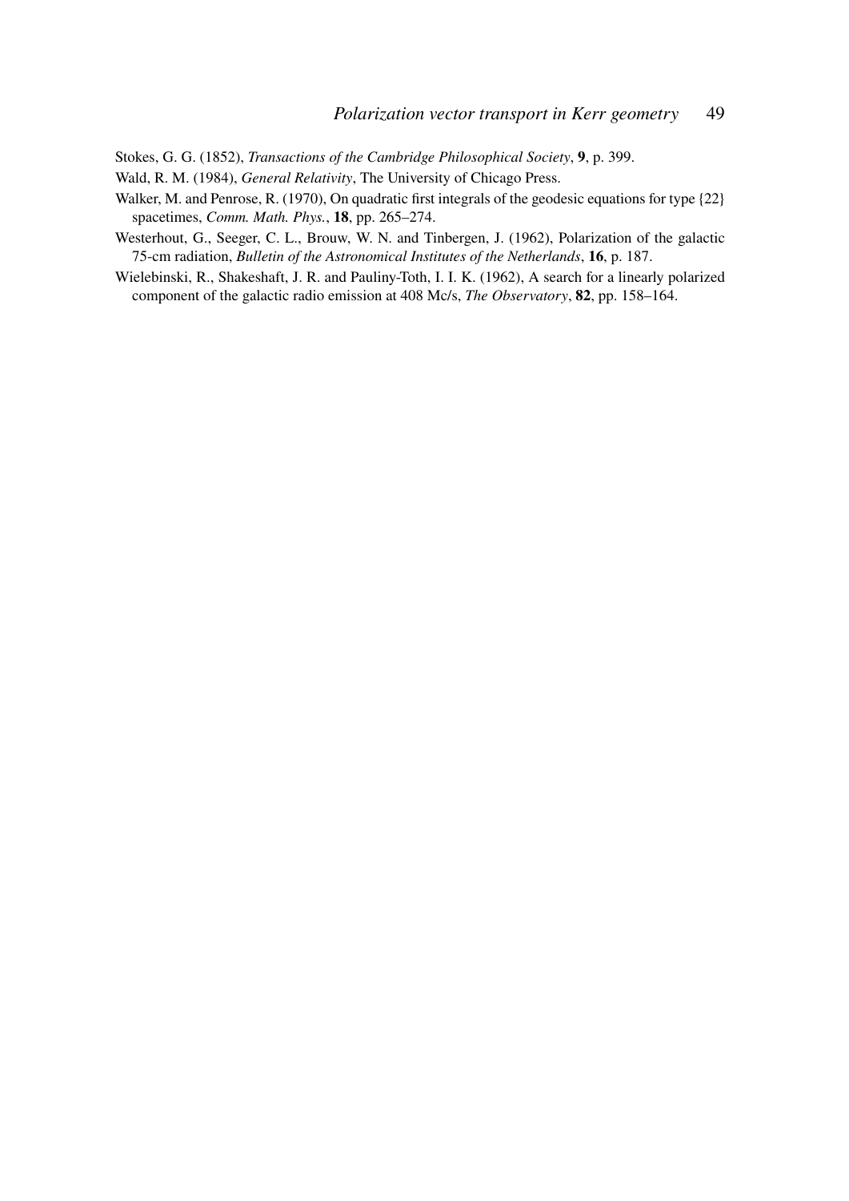Stokes, G. G. (1852), *Transactions of the Cambridge Philosophical Society*, **9**, p. 399.

Wald, R. M. (1984), *General Relativity*, The University of Chicago Press.

Walker, M. and Penrose, R. (1970), On quadratic first integrals of the geodesic equations for type {22} spacetimes, *Comm. Math. Phys.*, **18**, pp. 265–274.

Westerhout, G., Seeger, C. L., Brouw, W. N. and Tinbergen, J. (1962), Polarization of the galactic 75-cm radiation, *Bulletin of the Astronomical Institutes of the Netherlands*, **16**, p. 187.

Wielebinski, R., Shakeshaft, J. R. and Pauliny-Toth, I. I. K. (1962), A search for a linearly polarized component of the galactic radio emission at 408 Mc/s, *The Observatory*, **82**, pp. 158–164.